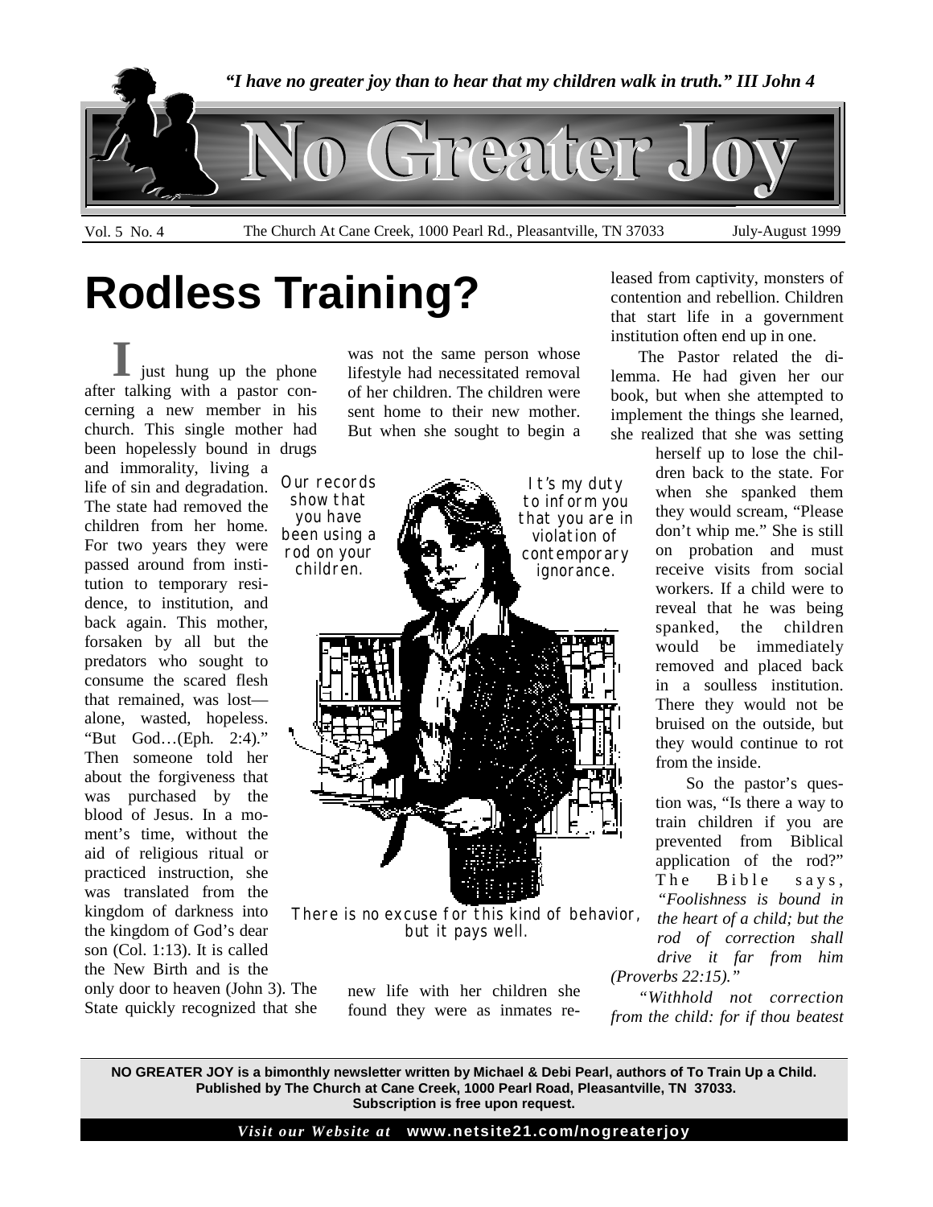*"I have no greater joy than to hear that my children walk in truth." III John 4*

# No Greater Joy

Vol. 5 No. 4 — The Church At Cane Creek, 1000 Pearl Rd., Pleasantville, TN 37033 — July-August 1999

## Rodless Training?

I just hung up the phone after talking with a pastor concerning a new member in his church. This single mother had been hopelessly bound in drugs and immorality, living a life of sin and degradation. The state had removed the children from her home. For two years they were passed around from institution to temporary residence, to institution, and back again. This mother, forsaken by all but the predators who sought to consume the scared flesh that remained, was lost—alone, wasted, hopeless. "But God…(Eph. 2:4)." Then someone told her about the forgiveness that was purchased by the blood of Jesus. In a moment's time, without the aid of religious ritual or practiced instruction, she was translated from the kingdom of darkness into the kingdom of God's dear son (Col. 1:13). It is called the New Birth and is the only door to heaven (John 3). The State quickly recognized that she was not the same person whose lifestyle had necessitated removal of her children. The children were sent home to their new mother. But when she sought to begin a new life with her children she found they were as inmates released from captivity, monsters of contention and rebellion. Children that start life in a government institution often end up in one.

Our records show that you have been using a rod on your children.

It's my duty to inform you that you are in violation of contemporary ignorance.

There is no excuse for this kind of behavior, but it pays well.

The Pastor related the dilemma. He had given her our book, but when she attempted to implement the things she learned, she realized that she was setting herself up to lose the children back to the state. For when she spanked them they would scream, "Please don't whip me." She is still on probation and must receive visits from social workers. If a child were to reveal that he was being spanked, the children would be immediately removed and placed back in a soulless institution. There they would not be bruised on the outside, but they would continue to rot from the inside.

So the pastor's question was, "Is there a way to train children if you are prevented from Biblical application of the rod?" The Bible says, *"Foolishness is bound in the heart of a child; but the rod of correction shall drive it far from him (Proverbs 22:15)."*

*"Withhold not correction from the child: for if thou beatest*

**NO GREATER JOY is a bimonthly newsletter written by Michael & Debi Pearl, authors of To Train Up a Child. Published by The Church at Cane Creek, 1000 Pearl Road, Pleasantville, TN 37033. Subscription is free upon request.**

*Visit our Website at* **www.netsite21.com/nogreaterjoy**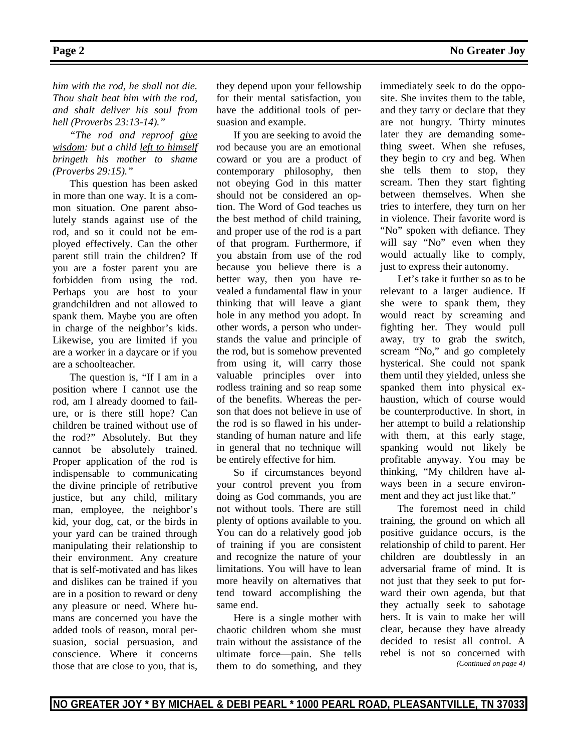*him with the rod, he shall not die. Thou shalt beat him with the rod, and shalt deliver his soul from hell (Proverbs 23:13-14)."*

*"The rod and reproof give wisdom: but a child left to himself bringeth his mother to shame (Proverbs 29:15)."*

This question has been asked in more than one way. It is a common situation. One parent absolutely stands against use of the rod, and so it could not be employed effectively. Can the other parent still train the children? If you are a foster parent you are forbidden from using the rod. Perhaps you are host to your grandchildren and not allowed to spank them. Maybe you are often in charge of the neighbor's kids. Likewise, you are limited if you are a worker in a daycare or if you are a schoolteacher.

The question is, "If I am in a position where I cannot use the rod, am I already doomed to failure, or is there still hope? Can children be trained without use of the rod?" Absolutely. But they cannot be absolutely trained. Proper application of the rod is indispensable to communicating the divine principle of retributive justice, but any child, military man, employee, the neighbor's kid, your dog, cat, or the birds in your yard can be trained through manipulating their relationship to their environment. Any creature that is self-motivated and has likes and dislikes can be trained if you are in a position to reward or deny any pleasure or need. Where humans are concerned you have the added tools of reason, moral persuasion, social persuasion, and conscience. Where it concerns those that are close to you, that is, they depend upon your fellowship for their mental satisfaction, you have the additional tools of persuasion and example.

If you are seeking to avoid the rod because you are an emotional coward or you are a product of contemporary philosophy, then not obeying God in this matter should not be considered an option. The Word of God teaches us the best method of child training, and proper use of the rod is a part of that program. Furthermore, if you abstain from use of the rod because you believe there is a better way, then you have revealed a fundamental flaw in your thinking that will leave a giant hole in any method you adopt. In other words, a person who understands the value and principle of the rod, but is somehow prevented from using it, will carry those valuable principles over into rodless training and so reap some of the benefits. Whereas the person that does not believe in use of the rod is so flawed in his understanding of human nature and life in general that no technique will be entirely effective for him.

So if circumstances beyond your control prevent you from doing as God commands, you are not without tools. There are still plenty of options available to you. You can do a relatively good job of training if you are consistent and recognize the nature of your limitations. You will have to lean more heavily on alternatives that tend toward accomplishing the same end.

Here is a single mother with chaotic children whom she must train without the assistance of the ultimate force—pain. She tells them to do something, and they immediately seek to do the opposite. She invites them to the table, and they tarry or declare that they are not hungry. Thirty minutes later they are demanding something sweet. When she refuses, they begin to cry and beg. When she tells them to stop, they scream. Then they start fighting between themselves. When she tries to interfere, they turn on her in violence. Their favorite word is "No" spoken with defiance. They will say "No" even when they would actually like to comply, just to express their autonomy.

Let's take it further so as to be relevant to a larger audience. If she were to spank them, they would react by screaming and fighting her. They would pull away, try to grab the switch, scream "No," and go completely hysterical. She could not spank them until they yielded, unless she spanked them into physical exhaustion, which of course would be counterproductive. In short, in her attempt to build a relationship with them, at this early stage, spanking would not likely be profitable anyway. You may be thinking, "My children have always been in a secure environment and they act just like that."

The foremost need in child training, the ground on which all positive guidance occurs, is the relationship of child to parent. Her children are doubtlessly in an adversarial frame of mind. It is not just that they seek to put forward their own agenda, but that they actually seek to sabotage hers. It is vain to make her will clear, because they have already decided to resist all control. A rebel is not so concerned with

*(Continued on page 4)*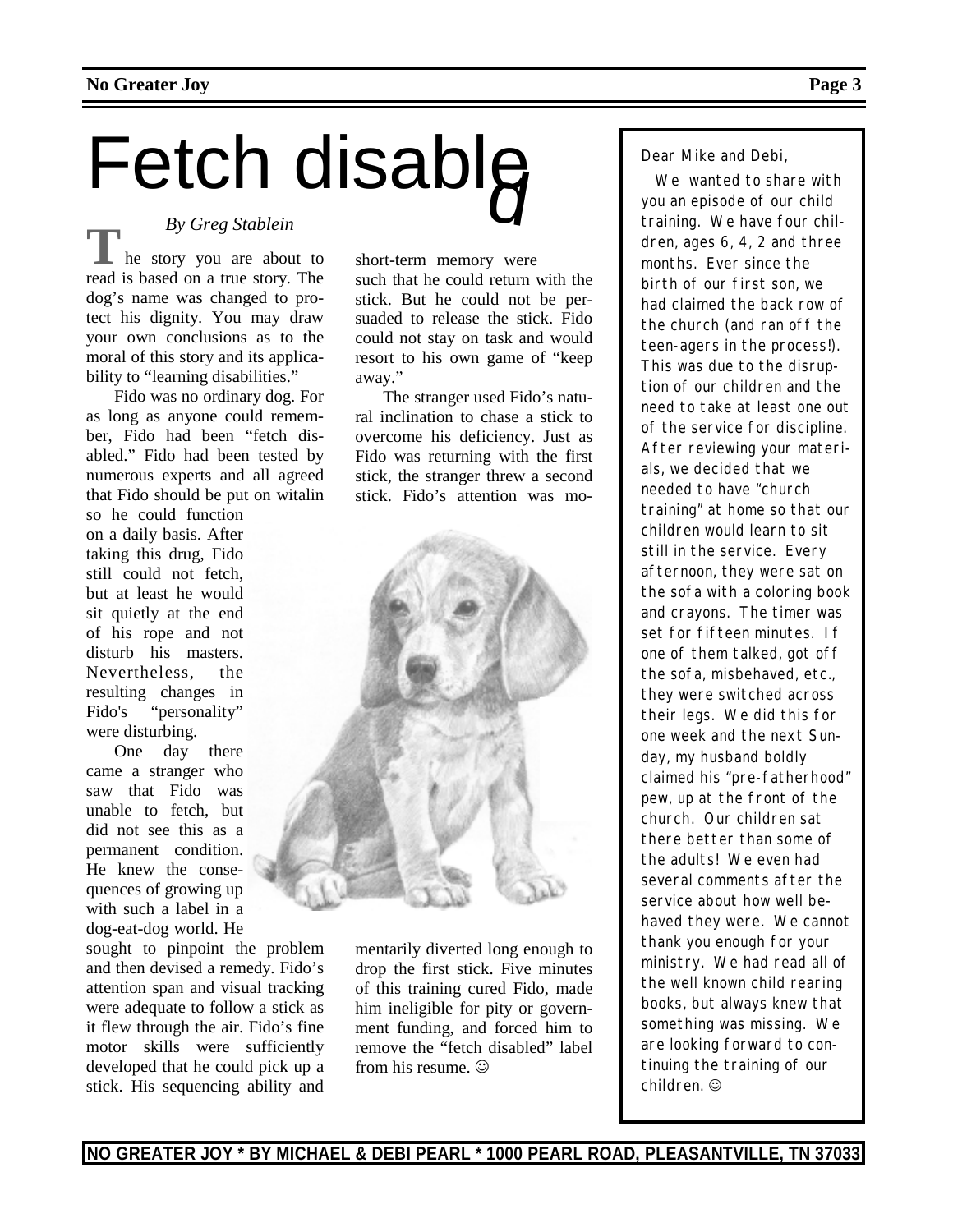# Fetch disabled

*By Greg Stablein*

The story you are about to read is based on a true story. The dog's name was changed to protect his dignity. You may draw your own conclusions as to the moral of this story and its applicability to "learning disabilities."

Fido was no ordinary dog. For as long as anyone could remember, Fido had been "fetch disabled." Fido had been tested by numerous experts and all agreed that Fido should be put on witalin so he could function on a daily basis. After taking this drug, Fido still could not fetch, but at least he would sit quietly at the end of his rope and not disturb his masters. Nevertheless, the resulting changes in Fido's "personality" were disturbing.

One day there came a stranger who saw that Fido was unable to fetch, but did not see this as a permanent condition. He knew the consequences of growing up with such a label in a dog-eat-dog world. He sought to pinpoint the problem and then devised a remedy. Fido's attention span and visual tracking were adequate to follow a stick as it flew through the air. Fido's fine motor skills were sufficiently developed that he could pick up a stick. His sequencing ability and short-term memory were such that he could return with the stick. But he could not be persuaded to release the stick. Fido could not stay on task and would resort to his own game of "keep away."

The stranger used Fido's natural inclination to chase a stick to overcome his deficiency. Just as Fido was returning with the first stick, the stranger threw a second stick. Fido's attention was momentarily diverted long enough to drop the first stick. Five minutes of this training cured Fido, made him ineligible for pity or government funding, and forced him to remove the "fetch disabled" label from his resume. ☺

---

Dear Mike and Debi,

We wanted to share with you an episode of our child training. We have four children, ages 6, 4, 2 and three months. Ever since the birth of our first son, we had claimed the back row of the church (and ran off the teen-agers in the process!). This was due to the disruption of our children and the need to take at least one out of the service for discipline. After reviewing your materials, we decided that we needed to have "church training" at home so that our children would learn to sit still in the service. Every afternoon, they were sat on the sofa with a coloring book and crayons. The timer was set for fifteen minutes. If one of them talked, got off the sofa, misbehaved, etc., they were switched across their legs. We did this for one week and the next Sunday, my husband boldly claimed his "pre-fatherhood" pew, up at the front of the church. Our children sat there better than some of the adults! We even had several comments after the service about how well behaved they were. We cannot thank you enough for your ministry. We had read all of the well known child rearing books, but always knew that something was missing. We are looking forward to continuing the training of our children. ☺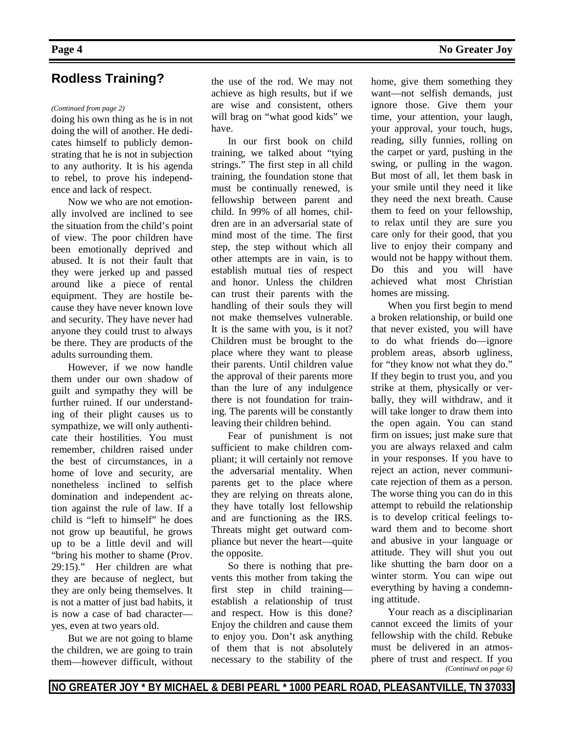## Rodless Training?

*(Continued from page 2)*

doing his own thing as he is in not doing the will of another. He dedicates himself to publicly demonstrating that he is not in subjection to any authority. It is his agenda to rebel, to prove his independence and lack of respect.

Now we who are not emotionally involved are inclined to see the situation from the child's point of view. The poor children have been emotionally deprived and abused. It is not their fault that they were jerked up and passed around like a piece of rental equipment. They are hostile because they have never known love and security. They have never had anyone they could trust to always be there. They are products of the adults surrounding them.

However, if we now handle them under our own shadow of guilt and sympathy they will be further ruined. If our understanding of their plight causes us to sympathize, we will only authenticate their hostilities. You must remember, children raised under the best of circumstances, in a home of love and security, are nonetheless inclined to selfish domination and independent action against the rule of law. If a child is "left to himself" he does not grow up beautiful, he grows up to be a little devil and will "bring his mother to shame (Prov. 29:15)." Her children are what they are because of neglect, but they are only being themselves. It is not a matter of just bad habits, it is now a case of bad character—yes, even at two years old.

But we are not going to blame the children, we are going to train them—however difficult, without the use of the rod. We may not achieve as high results, but if we are wise and consistent, others will brag on "what good kids" we have.

In our first book on child training, we talked about "tying strings." The first step in all child training, the foundation stone that must be continually renewed, is fellowship between parent and child. In 99% of all homes, children are in an adversarial state of mind most of the time. The first step, the step without which all other attempts are in vain, is to establish mutual ties of respect and honor. Unless the children can trust their parents with the handling of their souls they will not make themselves vulnerable. It is the same with you, is it not? Children must be brought to the place where they want to please their parents. Until children value the approval of their parents more than the lure of any indulgence there is not foundation for training. The parents will be constantly leaving their children behind.

Fear of punishment is not sufficient to make children compliant; it will certainly not remove the adversarial mentality. When parents get to the place where they are relying on threats alone, they have totally lost fellowship and are functioning as the IRS. Threats might get outward compliance but never the heart—quite the opposite.

So there is nothing that prevents this mother from taking the first step in child training—establish a relationship of trust and respect. How is this done? Enjoy the children and cause them to enjoy you. Don't ask anything of them that is not absolutely necessary to the stability of the home, give them something they want—not selfish demands, just ignore those. Give them your time, your attention, your laugh, your approval, your touch, hugs, reading, silly funnies, rolling on the carpet or yard, pushing in the swing, or pulling in the wagon. But most of all, let them bask in your smile until they need it like they need the next breath. Cause them to feed on your fellowship, to relax until they are sure you care only for their good, that you live to enjoy their company and would not be happy without them. Do this and you will have achieved what most Christian homes are missing.

When you first begin to mend a broken relationship, or build one that never existed, you will have to do what friends do—ignore problem areas, absorb ugliness, for "they know not what they do." If they begin to trust you, and you strike at them, physically or verbally, they will withdraw, and it will take longer to draw them into the open again. You can stand firm on issues; just make sure that you are always relaxed and calm in your responses. If you have to reject an action, never communicate rejection of them as a person. The worse thing you can do in this attempt to rebuild the relationship is to develop critical feelings toward them and to become short and abusive in your language or attitude. They will shut you out like shutting the barn door on a winter storm. You can wipe out everything by having a condemning attitude.

Your reach as a disciplinarian cannot exceed the limits of your fellowship with the child. Rebuke must be delivered in an atmosphere of trust and respect. If you

*(Continued on page 6)*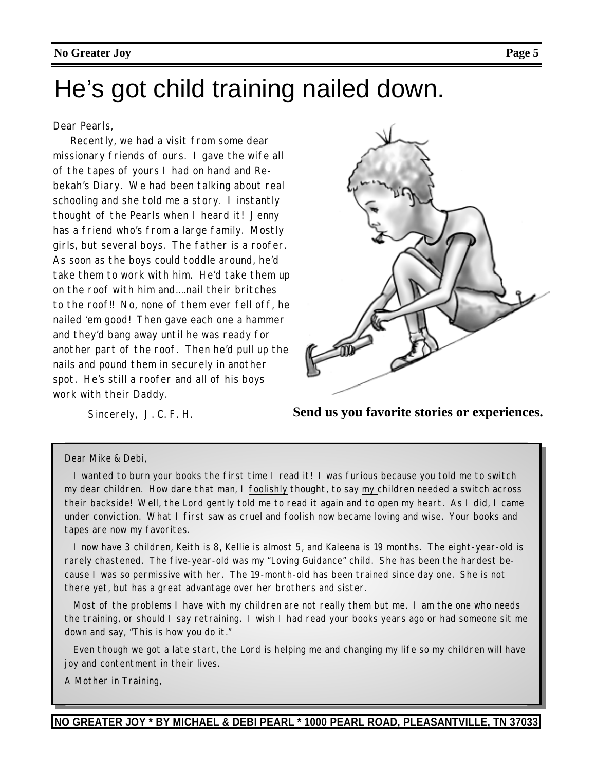# He's got child training nailed down.

Dear Pearls,

Recently, we had a visit from some dear missionary friends of ours. I gave the wife all of the tapes of yours I had on hand and Rebekah's Diary. We had been talking about real schooling and she told me a story. I instantly thought of the Pearls when I heard it! Jenny has a friend who's from a large family. Mostly girls, but several boys. The father is a roofer. As soon as the boys could toddle around, he'd take them to work with him. He'd take them up on the roof with him and....nail their britches to the roof!! No, none of them ever fell off, he nailed 'em good! Then gave each one a hammer and they'd bang away until he was ready for another part of the roof. Then he'd pull up the nails and pound them in securely in another spot. He's still a roofer and all of his boys work with their Daddy.

Sincerely, J. C. F. H.

**Send us you favorite stories or experiences.**

---

Dear Mike & Debi,

I wanted to burn your books the first time I read it! I was furious because you told me to switch my dear children. How dare that man, I foolishly thought, to say my children needed a switch across their backside! Well, the Lord gently told me to read it again and to open my heart. As I did, I came under conviction. What I first saw as cruel and foolish now became loving and wise. Your books and tapes are now my favorites.

I now have 3 children, Keith is 8, Kellie is almost 5, and Kaleena is 19 months. The eight-year-old is rarely chastened. The five-year-old was my "Loving Guidance" child. She has been the hardest because I was so permissive with her. The 19-month-old has been trained since day one. She is not there yet, but has a great advantage over her brothers and sister.

Most of the problems I have with my children are not really them but me. I am the one who needs the training, or should I say retraining. I wish I had read your books years ago or had someone sit me down and say, "This is how you do it."

Even though we got a late start, the Lord is helping me and changing my life so my children will have joy and contentment in their lives.

A Mother in Training,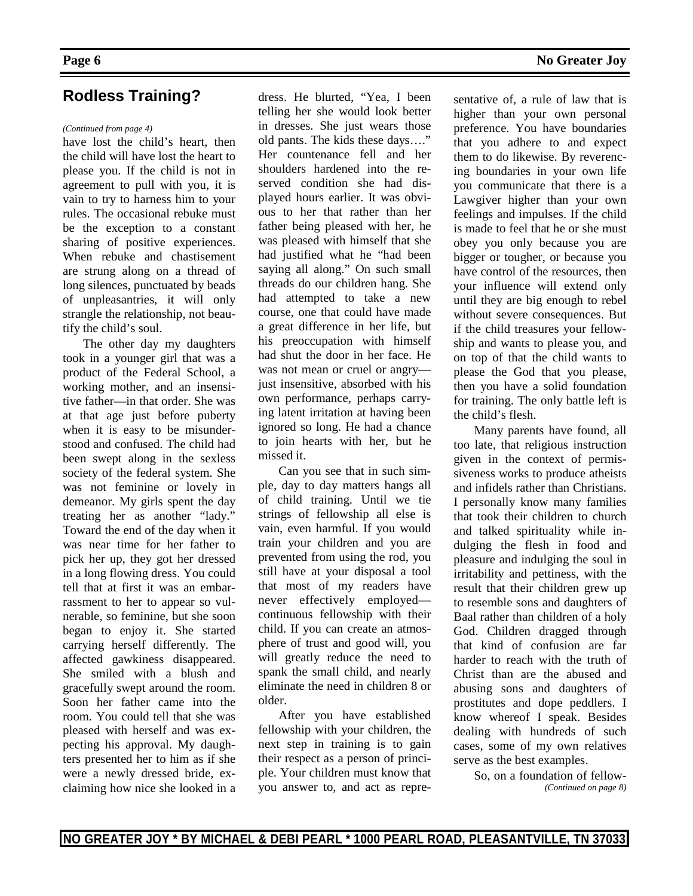## Rodless Training?

*(Continued from page 4)*

have lost the child's heart, then the child will have lost the heart to please you. If the child is not in agreement to pull with you, it is vain to try to harness him to your rules. The occasional rebuke must be the exception to a constant sharing of positive experiences. When rebuke and chastisement are strung along on a thread of long silences, punctuated by beads of unpleasantries, it will only strangle the relationship, not beautify the child's soul.

The other day my daughters took in a younger girl that was a product of the Federal School, a working mother, and an insensitive father—in that order. She was at that age just before puberty when it is easy to be misunderstood and confused. The child had been swept along in the sexless society of the federal system. She was not feminine or lovely in demeanor. My girls spent the day treating her as another "lady." Toward the end of the day when it was near time for her father to pick her up, they got her dressed in a long flowing dress. You could tell that at first it was an embarrassment to her to appear so vulnerable, so feminine, but she soon began to enjoy it. She started carrying herself differently. The affected gawkiness disappeared. She smiled with a blush and gracefully swept around the room. Soon her father came into the room. You could tell that she was pleased with herself and was expecting his approval. My daughters presented her to him as if she were a newly dressed bride, exclaiming how nice she looked in a dress. He blurted, "Yea, I been telling her she would look better in dresses. She just wears those old pants. The kids these days…." Her countenance fell and her shoulders hardened into the reserved condition she had displayed hours earlier. It was obvious to her that rather than her father being pleased with her, he was pleased with himself that she had justified what he "had been saying all along." On such small threads do our children hang. She had attempted to take a new course, one that could have made a great difference in her life, but his preoccupation with himself had shut the door in her face. He was not mean or cruel or angry—just insensitive, absorbed with his own performance, perhaps carrying latent irritation at having been ignored so long. He had a chance to join hearts with her, but he missed it.

Can you see that in such simple, day to day matters hangs all of child training. Until we tie strings of fellowship all else is vain, even harmful. If you would train your children and you are prevented from using the rod, you still have at your disposal a tool that most of my readers have never effectively employed—continuous fellowship with their child. If you can create an atmosphere of trust and good will, you will greatly reduce the need to spank the small child, and nearly eliminate the need in children 8 or older.

After you have established fellowship with your children, the next step in training is to gain their respect as a person of principle. Your children must know that you answer to, and act as representative of, a rule of law that is higher than your own personal preference. You have boundaries that you adhere to and expect them to do likewise. By reverencing boundaries in your own life you communicate that there is a Lawgiver higher than your own feelings and impulses. If the child is made to feel that he or she must obey you only because you are bigger or tougher, or because you have control of the resources, then your influence will extend only until they are big enough to rebel without severe consequences. But if the child treasures your fellowship and wants to please you, and on top of that the child wants to please the God that you please, then you have a solid foundation for training. The only battle left is the child's flesh.

Many parents have found, all too late, that religious instruction given in the context of permissiveness works to produce atheists and infidels rather than Christians. I personally know many families that took their children to church and talked spirituality while indulging the flesh in food and pleasure and indulging the soul in irritability and pettiness, with the result that their children grew up to resemble sons and daughters of Baal rather than children of a holy God. Children dragged through that kind of confusion are far harder to reach with the truth of Christ than are the abused and abusing sons and daughters of prostitutes and dope peddlers. I know whereof I speak. Besides dealing with hundreds of such cases, some of my own relatives serve as the best examples.

So, on a foundation of fellow-

*(Continued on page 8)*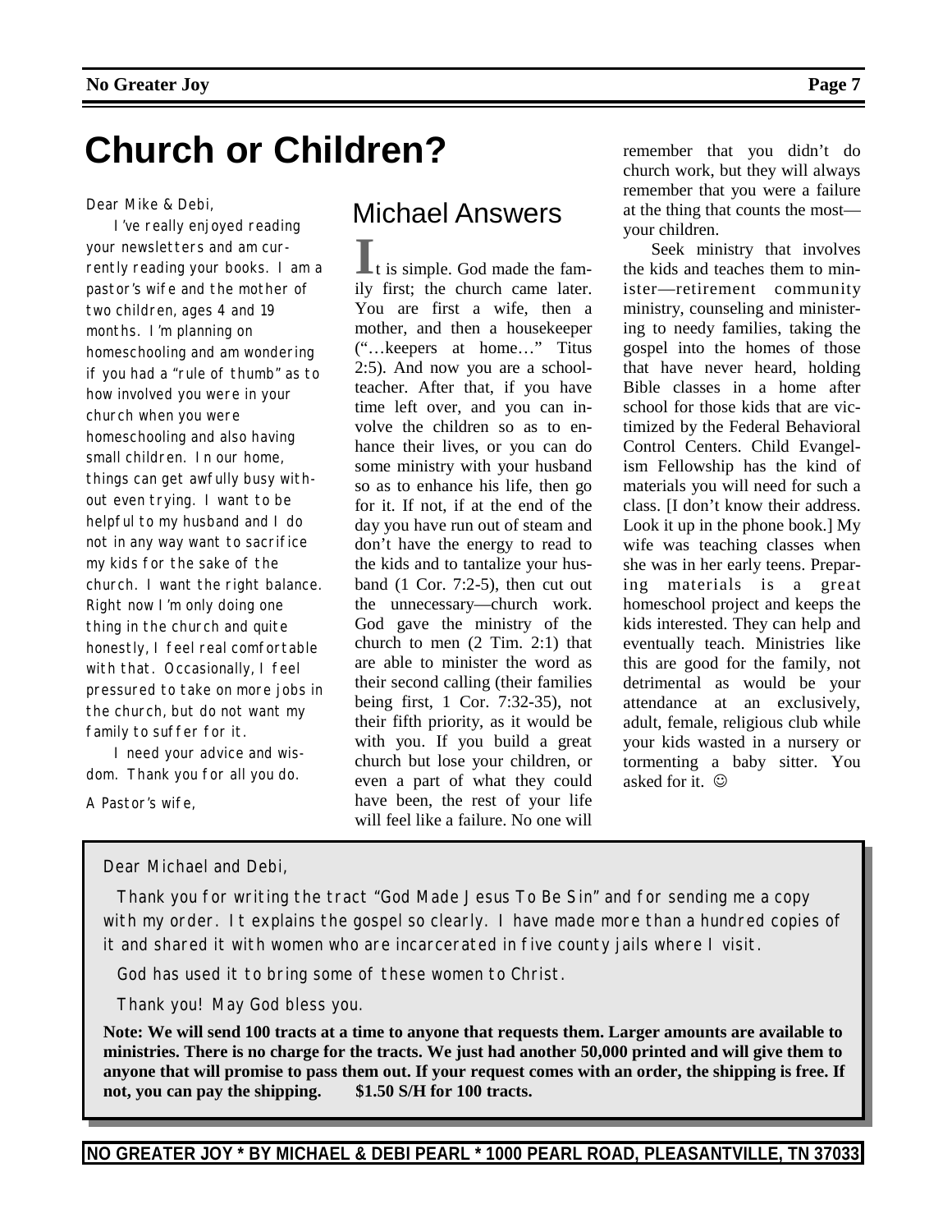# Church or Children?

Dear Mike & Debi,

I've really enjoyed reading your newsletters and am currently reading your books. I am a pastor's wife and the mother of two children, ages 4 and 19 months. I'm planning on homeschooling and am wondering if you had a "rule of thumb" as to how involved you were in your church when you were homeschooling and also having small children. In our home, things can get awfully busy without even trying. I want to be helpful to my husband and I do not in any way want to sacrifice my kids for the sake of the church. I want the right balance. Right now I'm only doing one thing in the church and quite honestly, I feel real comfortable with that. Occasionally, I feel pressured to take on more jobs in the church, but do not want my family to suffer for it.

I need your advice and wisdom. Thank you for all you do.

A Pastor's wife,

## Michael Answers

It is simple. God made the family first; the church came later. You are first a wife, then a mother, and then a housekeeper ("…keepers at home…" Titus 2:5). And now you are a schoolteacher. After that, if you have time left over, and you can involve the children so as to enhance their lives, or you can do some ministry with your husband so as to enhance his life, then go for it. If not, if at the end of the day you have run out of steam and don't have the energy to read to the kids and to tantalize your husband (1 Cor. 7:2-5), then cut out the unnecessary—church work. God gave the ministry of the church to men (2 Tim. 2:1) that are able to minister the word as their second calling (their families being first, 1 Cor. 7:32-35), not their fifth priority, as it would be with you. If you build a great church but lose your children, or even a part of what they could have been, the rest of your life will feel like a failure. No one will remember that you didn't do church work, but they will always remember that you were a failure at the thing that counts the most—your children.

Seek ministry that involves the kids and teaches them to minister—retirement community ministry, counseling and ministering to needy families, taking the gospel into the homes of those that have never heard, holding Bible classes in a home after school for those kids that are victimized by the Federal Behavioral Control Centers. Child Evangelism Fellowship has the kind of materials you will need for such a class. [I don't know their address. Look it up in the phone book.] My wife was teaching classes when she was in her early teens. Preparing materials is a great homeschool project and keeps the kids interested. They can help and eventually teach. Ministries like this are good for the family, not detrimental as would be your attendance at an exclusively, adult, female, religious club while your kids wasted in a nursery or tormenting a baby sitter. You asked for it. ☺

---

Dear Michael and Debi,

Thank you for writing the tract "God Made Jesus To Be Sin" and for sending me a copy with my order. It explains the gospel so clearly. I have made more than a hundred copies of it and shared it with women who are incarcerated in five county jails where I visit.

God has used it to bring some of these women to Christ.

Thank you! May God bless you.

**Note: We will send 100 tracts at a time to anyone that requests them. Larger amounts are available to ministries. There is no charge for the tracts. We just had another 50,000 printed and will give them to anyone that will promise to pass them out. If your request comes with an order, the shipping is free. If not, you can pay the shipping. $1.50 S/H for 100 tracts.**

---

NO GREATER JOY * BY MICHAEL & DEBI PEARL * 1000 PEARL ROAD, PLEASANTVILLE, TN 37033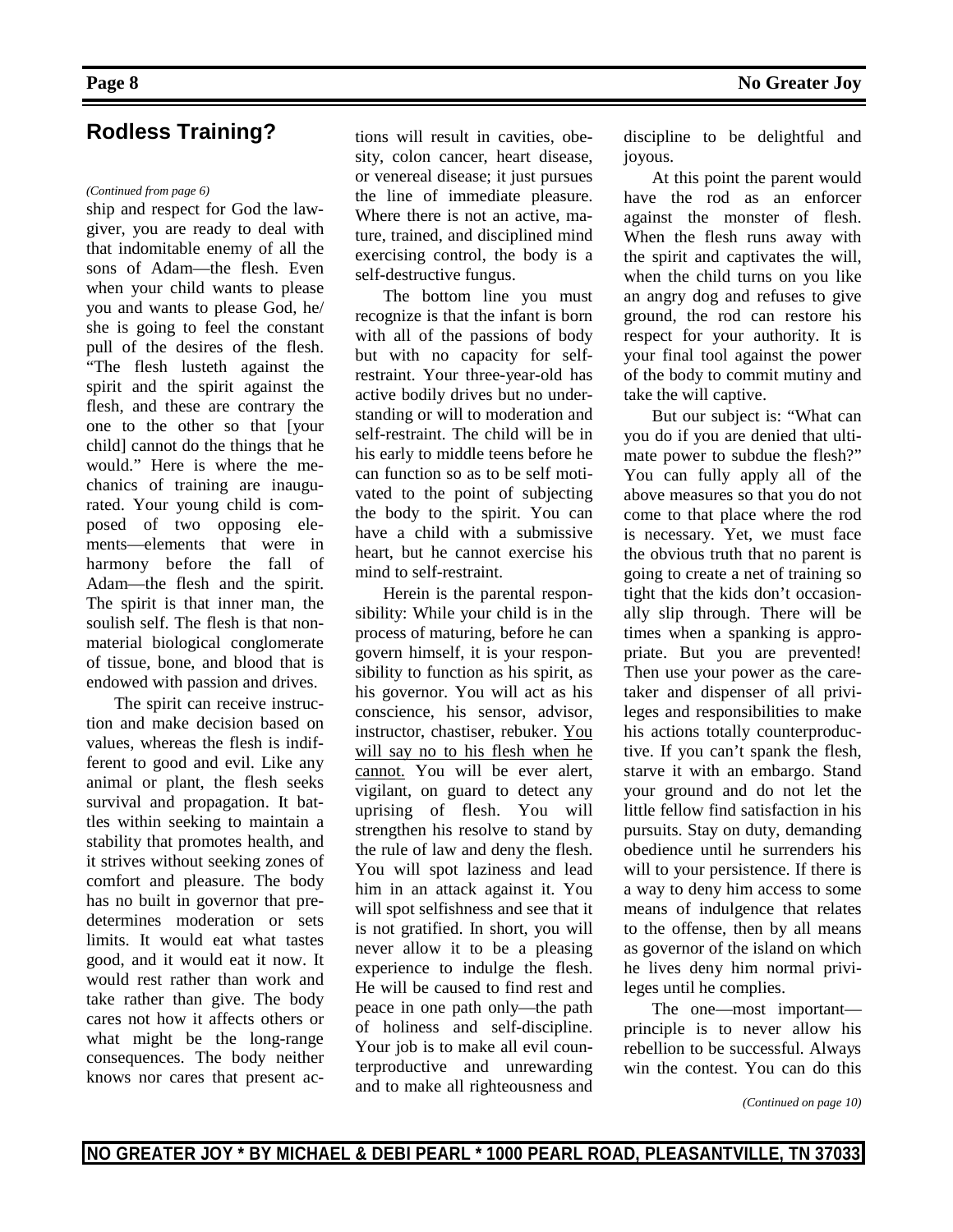## Rodless Training?

*(Continued from page 6)*

ship and respect for God the lawgiver, you are ready to deal with that indomitable enemy of all the sons of Adam—the flesh. Even when your child wants to please you and wants to please God, he/she is going to feel the constant pull of the desires of the flesh. "The flesh lusteth against the spirit and the spirit against the flesh, and these are contrary the one to the other so that [your child] cannot do the things that he would." Here is where the mechanics of training are inaugurated. Your young child is composed of two opposing elements—elements that were in harmony before the fall of Adam—the flesh and the spirit. The spirit is that inner man, the soulish self. The flesh is that non-material biological conglomerate of tissue, bone, and blood that is endowed with passion and drives.

The spirit can receive instruction and make decision based on values, whereas the flesh is indifferent to good and evil. Like any animal or plant, the flesh seeks survival and propagation. It battles within seeking to maintain a stability that promotes health, and it strives without seeking zones of comfort and pleasure. The body has no built in governor that predetermines moderation or sets limits. It would eat what tastes good, and it would eat it now. It would rest rather than work and take rather than give. The body cares not how it affects others or what might be the long-range consequences. The body neither knows nor cares that present actions will result in cavities, obesity, colon cancer, heart disease, or venereal disease; it just pursues the line of immediate pleasure. Where there is not an active, mature, trained, and disciplined mind exercising control, the body is a self-destructive fungus.

The bottom line you must recognize is that the infant is born with all of the passions of body but with no capacity for self-restraint. Your three-year-old has active bodily drives but no understanding or will to moderation and self-restraint. The child will be in his early to middle teens before he can function so as to be self motivated to the point of subjecting the body to the spirit. You can have a child with a submissive heart, but he cannot exercise his mind to self-restraint.

Herein is the parental responsibility: While your child is in the process of maturing, before he can govern himself, it is your responsibility to function as his spirit, as his governor. You will act as his conscience, his sensor, advisor, instructor, chastiser, rebuker. <u>You will say no to his flesh when he cannot.</u> You will be ever alert, vigilant, on guard to detect any uprising of flesh. You will strengthen his resolve to stand by the rule of law and deny the flesh. You will spot laziness and lead him in an attack against it. You will spot selfishness and see that it is not gratified. In short, you will never allow it to be a pleasing experience to indulge the flesh. He will be caused to find rest and peace in one path only—the path of holiness and self-discipline. Your job is to make all evil counterproductive and unrewarding and to make all righteousness and discipline to be delightful and joyous.

At this point the parent would have the rod as an enforcer against the monster of flesh. When the flesh runs away with the spirit and captivates the will, when the child turns on you like an angry dog and refuses to give ground, the rod can restore his respect for your authority. It is your final tool against the power of the body to commit mutiny and take the will captive.

But our subject is: "What can you do if you are denied that ultimate power to subdue the flesh?" You can fully apply all of the above measures so that you do not come to that place where the rod is necessary. Yet, we must face the obvious truth that no parent is going to create a net of training so tight that the kids don't occasionally slip through. There will be times when a spanking is appropriate. But you are prevented! Then use your power as the caretaker and dispenser of all privileges and responsibilities to make his actions totally counterproductive. If you can't spank the flesh, starve it with an embargo. Stand your ground and do not let the little fellow find satisfaction in his pursuits. Stay on duty, demanding obedience until he surrenders his will to your persistence. If there is a way to deny him access to some means of indulgence that relates to the offense, then by all means as governor of the island on which he lives deny him normal privileges until he complies.

The one—most important—principle is to never allow his rebellion to be successful. Always win the contest. You can do this

*(Continued on page 10)*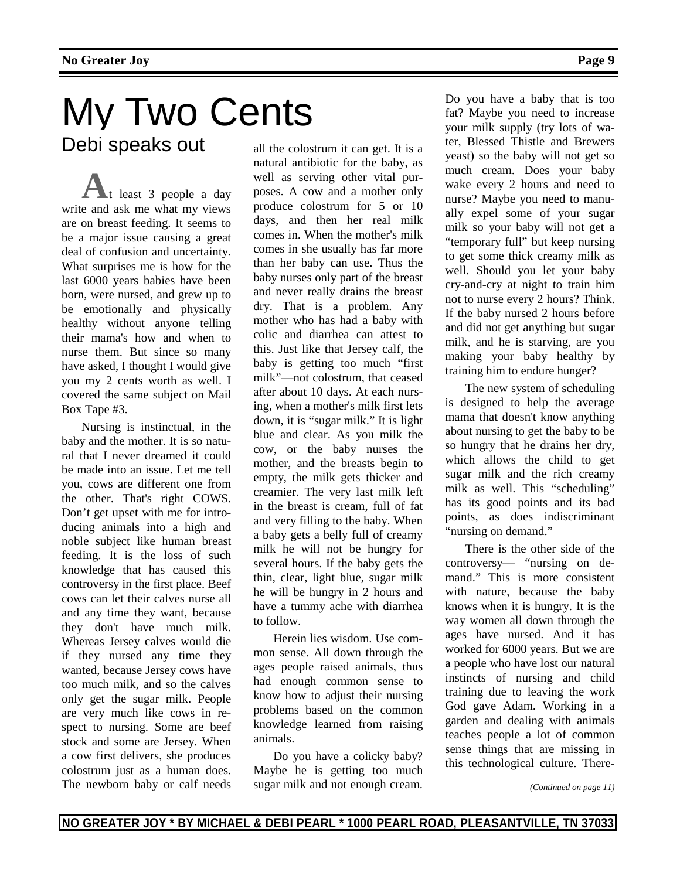# My Two Cents

## Debi speaks out

At least 3 people a day write and ask me what my views are on breast feeding. It seems to be a major issue causing a great deal of confusion and uncertainty. What surprises me is how for the last 6000 years babies have been born, were nursed, and grew up to be emotionally and physically healthy without anyone telling their mama's how and when to nurse them. But since so many have asked, I thought I would give you my 2 cents worth as well. I covered the same subject on Mail Box Tape #3.

Nursing is instinctual, in the baby and the mother. It is so natural that I never dreamed it could be made into an issue. Let me tell you, cows are different one from the other. That's right COWS. Don't get upset with me for introducing animals into a high and noble subject like human breast feeding. It is the loss of such knowledge that has caused this controversy in the first place. Beef cows can let their calves nurse all and any time they want, because they don't have much milk. Whereas Jersey calves would die if they nursed any time they wanted, because Jersey cows have too much milk, and so the calves only get the sugar milk. People are very much like cows in respect to nursing. Some are beef stock and some are Jersey. When a cow first delivers, she produces colostrum just as a human does. The newborn baby or calf needs all the colostrum it can get. It is a natural antibiotic for the baby, as well as serving other vital purposes. A cow and a mother only produce colostrum for 5 or 10 days, and then her real milk comes in. When the mother's milk comes in she usually has far more than her baby can use. Thus the baby nurses only part of the breast and never really drains the breast dry. That is a problem. Any mother who has had a baby with colic and diarrhea can attest to this. Just like that Jersey calf, the baby is getting too much "first milk"—not colostrum, that ceased after about 10 days. At each nursing, when a mother's milk first lets down, it is "sugar milk." It is light blue and clear. As you milk the cow, or the baby nurses the mother, and the breasts begin to empty, the milk gets thicker and creamier. The very last milk left in the breast is cream, full of fat and very filling to the baby. When a baby gets a belly full of creamy milk he will not be hungry for several hours. If the baby gets the thin, clear, light blue, sugar milk he will be hungry in 2 hours and have a tummy ache with diarrhea to follow.

Herein lies wisdom. Use common sense. All down through the ages people raised animals, thus had enough common sense to know how to adjust their nursing problems based on the common knowledge learned from raising animals.

Do you have a colicky baby? Maybe he is getting too much sugar milk and not enough cream. Do you have a baby that is too fat? Maybe you need to increase your milk supply (try lots of water, Blessed Thistle and Brewers yeast) so the baby will not get so much cream. Does your baby wake every 2 hours and need to nurse? Maybe you need to manually expel some of your sugar milk so your baby will not get a "temporary full" but keep nursing to get some thick creamy milk as well. Should you let your baby cry-and-cry at night to train him not to nurse every 2 hours? Think. If the baby nursed 2 hours before and did not get anything but sugar milk, and he is starving, are you making your baby healthy by training him to endure hunger?

The new system of scheduling is designed to help the average mama that doesn't know anything about nursing to get the baby to be so hungry that he drains her dry, which allows the child to get sugar milk and the rich creamy milk as well. This "scheduling" has its good points and its bad points, as does indiscriminant "nursing on demand."

There is the other side of the controversy— "nursing on demand." This is more consistent with nature, because the baby knows when it is hungry. It is the way women all down through the ages have nursed. And it has worked for 6000 years. But we are a people who have lost our natural instincts of nursing and child training due to leaving the work God gave Adam. Working in a garden and dealing with animals teaches people a lot of common sense things that are missing in this technological culture. There-

*(Continued on page 11)*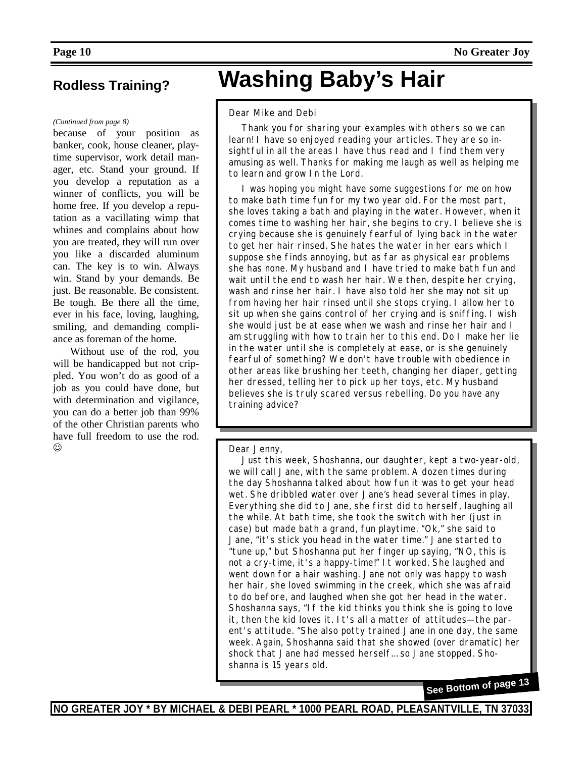## Rodless Training?

*(Continued from page 8)*

because of your position as banker, cook, house cleaner, playtime supervisor, work detail manager, etc. Stand your ground. If you develop a reputation as a winner of conflicts, you will be home free. If you develop a reputation as a vacillating wimp that whines and complains about how you are treated, they will run over you like a discarded aluminum can. The key is to win. Always win. Stand by your demands. Be just. Be reasonable. Be consistent. Be tough. Be there all the time, ever in his face, loving, laughing, smiling, and demanding compliance as foreman of the home.

Without use of the rod, you will be handicapped but not crippled. You won't do as good of a job as you could have done, but with determination and vigilance, you can do a better job than 99% of the other Christian parents who have full freedom to use the rod. ☺

# Washing Baby's Hair

Dear Mike and Debi

Thank you for sharing your examples with others so we can learn! I have so enjoyed reading your articles. They are so insightful in all the areas I have thus read and I find them very amusing as well. Thanks for making me laugh as well as helping me to learn and grow In the Lord.

I was hoping you might have some suggestions for me on how to make bath time fun for my two year old. For the most part, she loves taking a bath and playing in the water. However, when it comes time to washing her hair, she begins to cry. I believe she is crying because she is genuinely fearful of lying back in the water to get her hair rinsed. She hates the water in her ears which I suppose she finds annoying, but as far as physical ear problems she has none. My husband and I have tried to make bath fun and wait until the end to wash her hair. We then, despite her crying, wash and rinse her hair. I have also told her she may not sit up from having her hair rinsed until she stops crying. I allow her to sit up when she gains control of her crying and is sniffing. I wish she would just be at ease when we wash and rinse her hair and I am struggling with how to train her to this end. Do I make her lie in the water until she is completely at ease, or is she genuinely fearful of something? We don't have trouble with obedience in other areas like brushing her teeth, changing her diaper, getting her dressed, telling her to pick up her toys, etc. My husband believes she is truly scared versus rebelling. Do you have any training advice?

Dear Jenny,

Just this week, Shoshanna, our daughter, kept a two-year-old, we will call Jane, with the same problem. A dozen times during the day Shoshanna talked about how fun it was to get your head wet. She dribbled water over Jane's head several times in play. Everything she did to Jane, she first did to herself, laughing all the while. At bath time, she took the switch with her (just in case) but made bath a grand, fun playtime. "Ok," she said to Jane, "it's stick you head in the water time." Jane started to "tune up," but Shoshanna put her finger up saying, "NO, this is not a cry-time, it's a happy-time!" It worked. She laughed and went down for a hair washing. Jane not only was happy to wash her hair, she loved swimming in the creek, which she was afraid to do before, and laughed when she got her head in the water. Shoshanna says, "If the kid thinks you think she is going to love it, then the kid loves it. It's all a matter of attitudes—the parent's attitude. "She also potty trained Jane in one day, the same week. Again, Shoshanna said that she showed (over dramatic) her shock that Jane had messed herself…so Jane stopped. Shoshanna is 15 years old.

**See Bottom of page 13**

**NO GREATER JOY * BY MICHAEL & DEBI PEARL * 1000 PEARL ROAD, PLEASANTVILLE, TN 37033**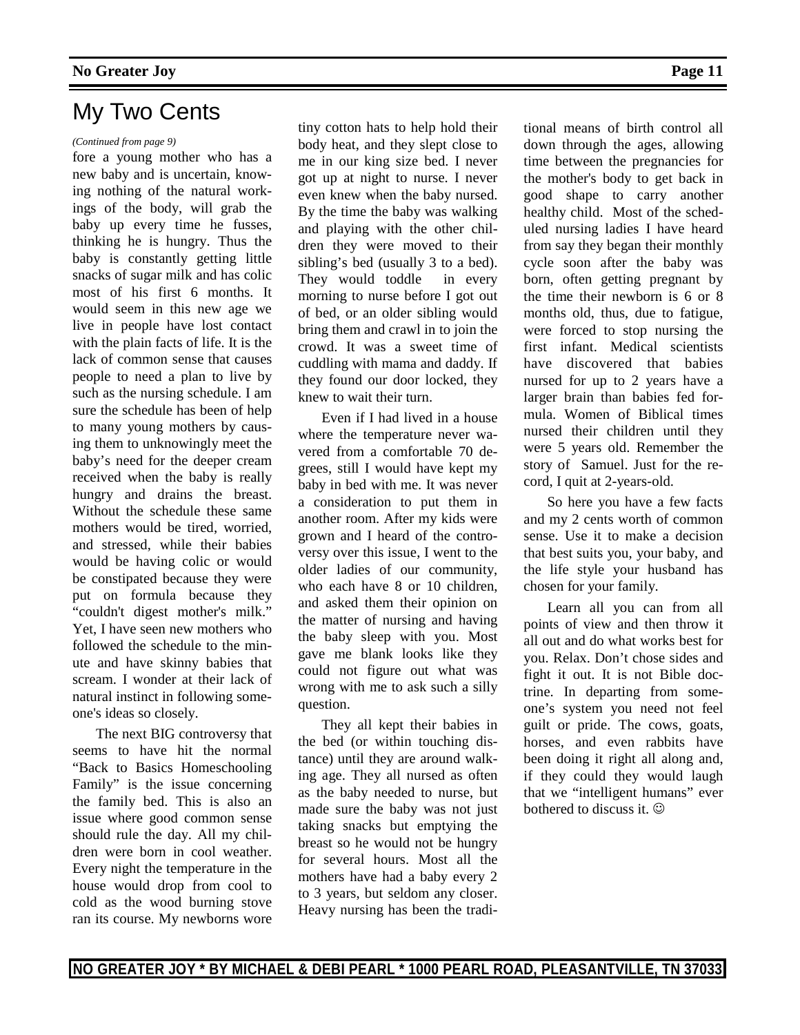# My Two Cents

*(Continued from page 9)*

fore a young mother who has a new baby and is uncertain, knowing nothing of the natural workings of the body, will grab the baby up every time he fusses, thinking he is hungry. Thus the baby is constantly getting little snacks of sugar milk and has colic most of his first 6 months. It would seem in this new age we live in people have lost contact with the plain facts of life. It is the lack of common sense that causes people to need a plan to live by such as the nursing schedule. I am sure the schedule has been of help to many young mothers by causing them to unknowingly meet the baby's need for the deeper cream received when the baby is really hungry and drains the breast. Without the schedule these same mothers would be tired, worried, and stressed, while their babies would be having colic or would be constipated because they were put on formula because they "couldn't digest mother's milk." Yet, I have seen new mothers who followed the schedule to the minute and have skinny babies that scream. I wonder at their lack of natural instinct in following someone's ideas so closely.

The next BIG controversy that seems to have hit the normal "Back to Basics Homeschooling Family" is the issue concerning the family bed. This is also an issue where good common sense should rule the day. All my children were born in cool weather. Every night the temperature in the house would drop from cool to cold as the wood burning stove ran its course. My newborns wore tiny cotton hats to help hold their body heat, and they slept close to me in our king size bed. I never got up at night to nurse. I never even knew when the baby nursed. By the time the baby was walking and playing with the other children they were moved to their sibling's bed (usually 3 to a bed). They would toddle in every morning to nurse before I got out of bed, or an older sibling would bring them and crawl in to join the crowd. It was a sweet time of cuddling with mama and daddy. If they found our door locked, they knew to wait their turn.

Even if I had lived in a house where the temperature never wavered from a comfortable 70 degrees, still I would have kept my baby in bed with me. It was never a consideration to put them in another room. After my kids were grown and I heard of the controversy over this issue, I went to the older ladies of our community, who each have 8 or 10 children, and asked them their opinion on the matter of nursing and having the baby sleep with you. Most gave me blank looks like they could not figure out what was wrong with me to ask such a silly question.

They all kept their babies in the bed (or within touching distance) until they are around walking age. They all nursed as often as the baby needed to nurse, but made sure the baby was not just taking snacks but emptying the breast so he would not be hungry for several hours. Most all the mothers have had a baby every 2 to 3 years, but seldom any closer. Heavy nursing has been the traditional means of birth control all down through the ages, allowing time between the pregnancies for the mother's body to get back in good shape to carry another healthy child. Most of the scheduled nursing ladies I have heard from say they began their monthly cycle soon after the baby was born, often getting pregnant by the time their newborn is 6 or 8 months old, thus, due to fatigue, were forced to stop nursing the first infant. Medical scientists have discovered that babies nursed for up to 2 years have a larger brain than babies fed formula. Women of Biblical times nursed their children until they were 5 years old. Remember the story of Samuel. Just for the record, I quit at 2-years-old.

So here you have a few facts and my 2 cents worth of common sense. Use it to make a decision that best suits you, your baby, and the life style your husband has chosen for your family.

Learn all you can from all points of view and then throw it all out and do what works best for you. Relax. Don't chose sides and fight it out. It is not Bible doctrine. In departing from someone's system you need not feel guilt or pride. The cows, goats, horses, and even rabbits have been doing it right all along and, if they could they would laugh that we "intelligent humans" ever bothered to discuss it. ☺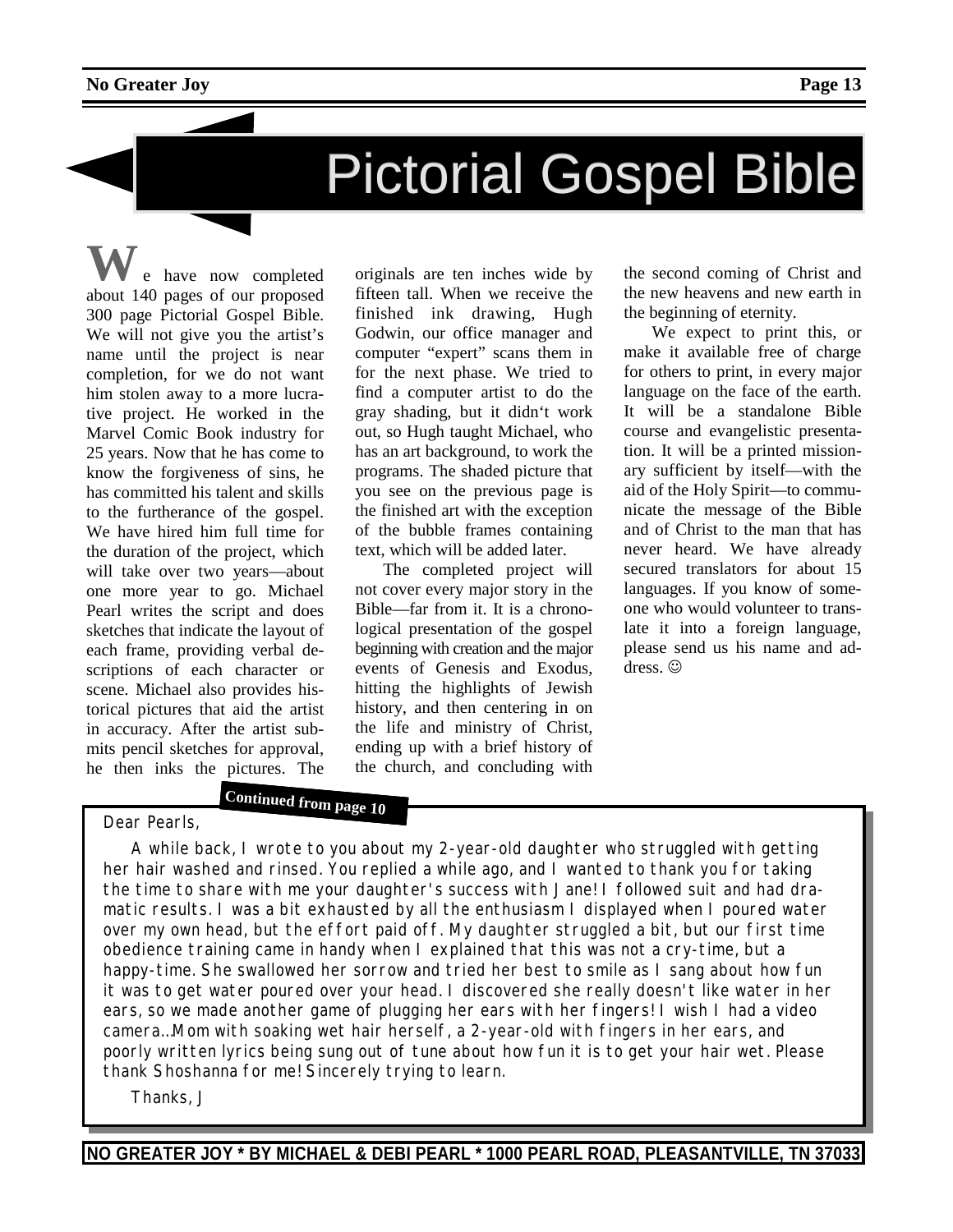# Pictorial Gospel Bible

We have now completed about 140 pages of our proposed 300 page Pictorial Gospel Bible. We will not give you the artist's name until the project is near completion, for we do not want him stolen away to a more lucrative project. He worked in the Marvel Comic Book industry for 25 years. Now that he has come to know the forgiveness of sins, he has committed his talent and skills to the furtherance of the gospel. We have hired him full time for the duration of the project, which will take over two years—about one more year to go. Michael Pearl writes the script and does sketches that indicate the layout of each frame, providing verbal descriptions of each character or scene. Michael also provides historical pictures that aid the artist in accuracy. After the artist submits pencil sketches for approval, he then inks the pictures. The originals are ten inches wide by fifteen tall. When we receive the finished ink drawing, Hugh Godwin, our office manager and computer "expert" scans them in for the next phase. We tried to find a computer artist to do the gray shading, but it didn't work out, so Hugh taught Michael, who has an art background, to work the programs. The shaded picture that you see on the previous page is the finished art with the exception of the bubble frames containing text, which will be added later.

The completed project will not cover every major story in the Bible—far from it. It is a chronological presentation of the gospel beginning with creation and the major events of Genesis and Exodus, hitting the highlights of Jewish history, and then centering in on the life and ministry of Christ, ending up with a brief history of the church, and concluding with the second coming of Christ and the new heavens and new earth in the beginning of eternity.

We expect to print this, or make it available free of charge for others to print, in every major language on the face of the earth. It will be a standalone Bible course and evangelistic presentation. It will be a printed missionary sufficient by itself—with the aid of the Holy Spirit—to communicate the message of the Bible and of Christ to the man that has never heard. We have already secured translators for about 15 languages. If you know of someone who would volunteer to translate it into a foreign language, please send us his name and address. ☺

**Continued from page 10**

Dear Pearls,

A while back, I wrote to you about my 2-year-old daughter who struggled with getting her hair washed and rinsed. You replied a while ago, and I wanted to thank you for taking the time to share with me your daughter's success with Jane! I followed suit and had dramatic results. I was a bit exhausted by all the enthusiasm I displayed when I poured water over my own head, but the effort paid off. My daughter struggled a bit, but our first time obedience training came in handy when I explained that this was not a cry-time, but a happy-time. She swallowed her sorrow and tried her best to smile as I sang about how fun it was to get water poured over your head. I discovered she really doesn't like water in her ears, so we made another game of plugging her ears with her fingers! I wish I had a video camera…Mom with soaking wet hair herself, a 2-year-old with fingers in her ears, and poorly written lyrics being sung out of tune about how fun it is to get your hair wet. Please thank Shoshanna for me! Sincerely trying to learn.

Thanks, J

NO GREATER JOY * BY MICHAEL & DEBI PEARL * 1000 PEARL ROAD, PLEASANTVILLE, TN 37033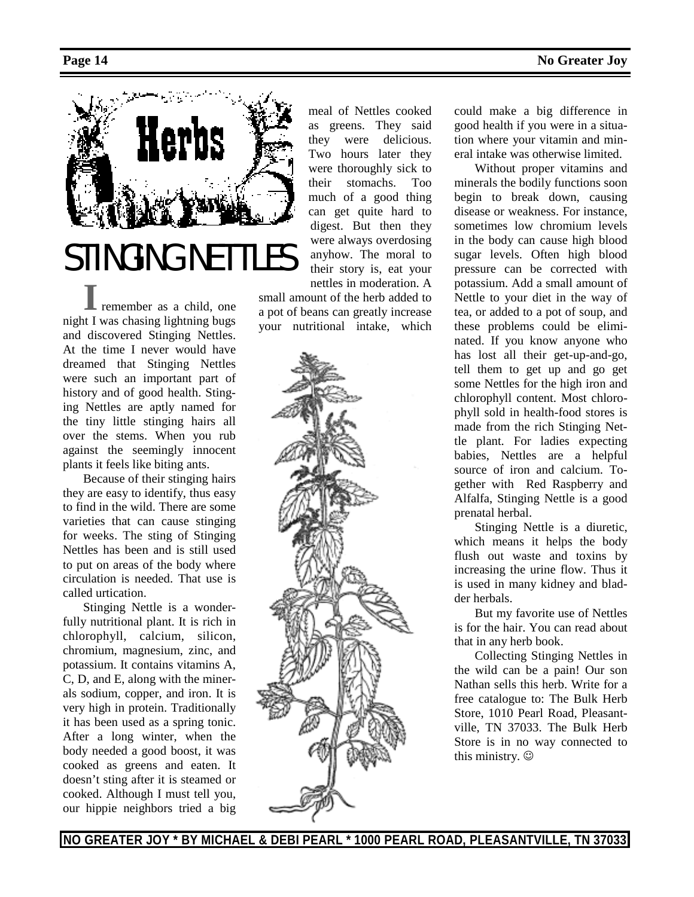# Herbs

## STINGING NETTLES

I remember as a child, one night I was chasing lightning bugs and discovered Stinging Nettles. At the time I never would have dreamed that Stinging Nettles were such an important part of history and of good health. Stinging Nettles are aptly named for the tiny little stinging hairs all over the stems. When you rub against the seemingly innocent plants it feels like biting ants.

Because of their stinging hairs they are easy to identify, thus easy to find in the wild. There are some varieties that can cause stinging for weeks. The sting of Stinging Nettles has been and is still used to put on areas of the body where circulation is needed. That use is called urtication.

Stinging Nettle is a wonderfully nutritional plant. It is rich in chlorophyll, calcium, silicon, chromium, magnesium, zinc, and potassium. It contains vitamins A, C, D, and E, along with the minerals sodium, copper, and iron. It is very high in protein. Traditionally it has been used as a spring tonic. After a long winter, when the body needed a good boost, it was cooked as greens and eaten. It doesn't sting after it is steamed or cooked. Although I must tell you, our hippie neighbors tried a big meal of Nettles cooked as greens. They said they were delicious. Two hours later they were thoroughly sick to their stomachs. Too much of a good thing can get quite hard to digest. But then they were always overdosing anyhow. The moral to their story is, eat your nettles in moderation. A small amount of the herb added to a pot of beans can greatly increase your nutritional intake, which could make a big difference in good health if you were in a situation where your vitamin and mineral intake was otherwise limited.

Without proper vitamins and minerals the bodily functions soon begin to break down, causing disease or weakness. For instance, sometimes low chromium levels in the body can cause high blood sugar levels. Often high blood pressure can be corrected with potassium. Add a small amount of Nettle to your diet in the way of tea, or added to a pot of soup, and these problems could be eliminated. If you know anyone who has lost all their get-up-and-go, tell them to get up and go get some Nettles for the high iron and chlorophyll content. Most chlorophyll sold in health-food stores is made from the rich Stinging Nettle plant. For ladies expecting babies, Nettles are a helpful source of iron and calcium. Together with Red Raspberry and Alfalfa, Stinging Nettle is a good prenatal herbal.

Stinging Nettle is a diuretic, which means it helps the body flush out waste and toxins by increasing the urine flow. Thus it is used in many kidney and bladder herbals.

But my favorite use of Nettles is for the hair. You can read about that in any herb book.

Collecting Stinging Nettles in the wild can be a pain! Our son Nathan sells this herb. Write for a free catalogue to: The Bulk Herb Store, 1010 Pearl Road, Pleasantville, TN 37033. The Bulk Herb Store is in no way connected to this ministry. ☺